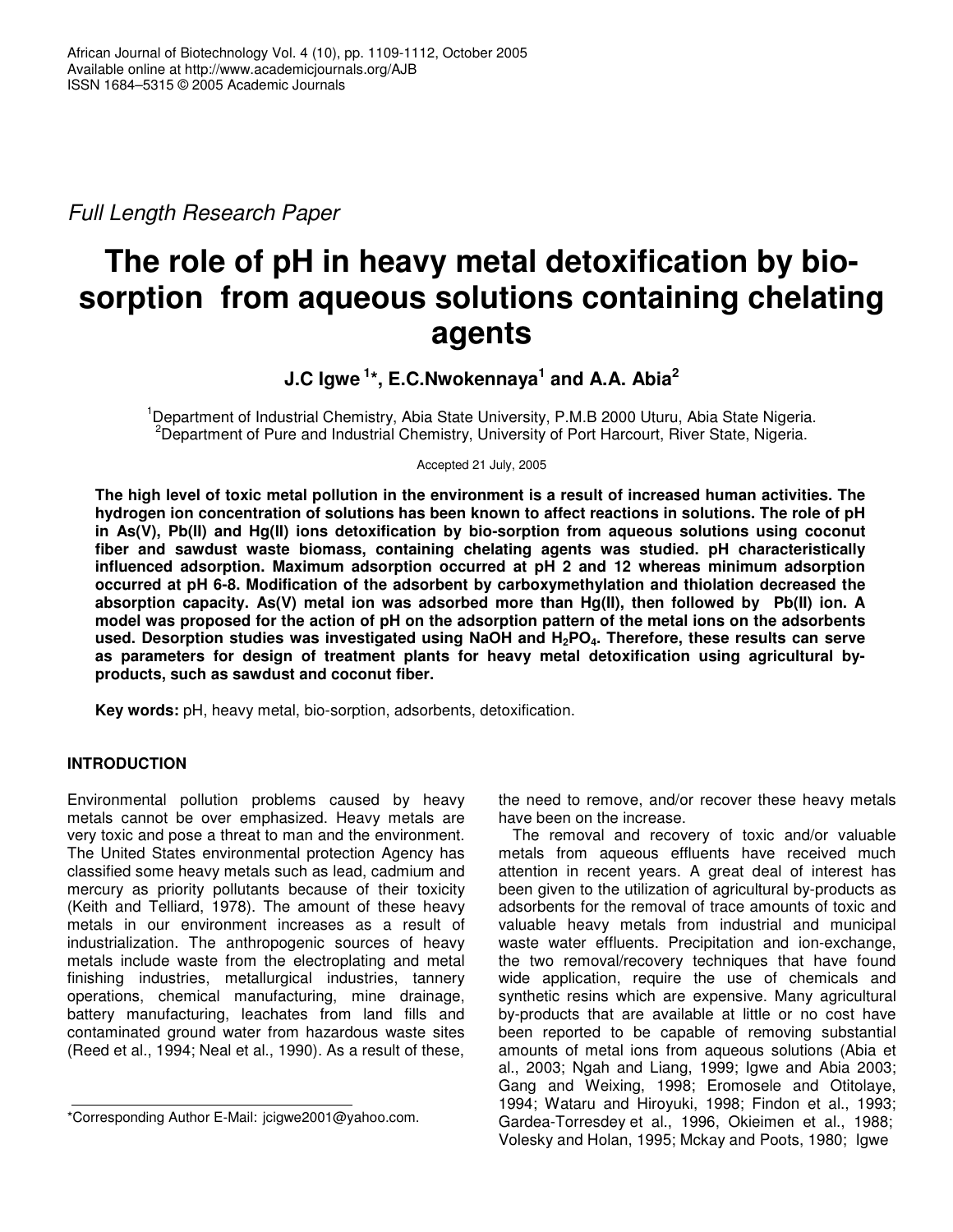*Full Length Research Paper*

# The role of pH in heavy metal detoxification by bio-sorption from aqueous solutions containing chelating agents

**J.C Igwe [1]*, E.C.Nwokennaya[1] and A.A. Abia[2]**

[1]Department of Industrial Chemistry, Abia State University, P.M.B 2000 Uturu, Abia State Nigeria.
[2]Department of Pure and Industrial Chemistry, University of Port Harcourt, River State, Nigeria.

Accepted 21 July, 2005

**The high level of toxic metal pollution in the environment is a result of increased human activities. The hydrogen ion concentration of solutions has been known to affect reactions in solutions. The role of pH in As(V), Pb(II) and Hg(II) ions detoxification by bio-sorption from aqueous solutions using coconut fiber and sawdust waste biomass, containing chelating agents was studied. pH characteristically influenced adsorption. Maximum adsorption occurred at pH 2 and 12 whereas minimum adsorption occurred at pH 6-8. Modification of the adsorbent by carboxymethylation and thiolation decreased the absorption capacity. As(V) metal ion was adsorbed more than Hg(II), then followed by Pb(II) ion. A model was proposed for the action of pH on the adsorption pattern of the metal ions on the adsorbents used. Desorption studies was investigated using NaOH and $H_2PO_4$. Therefore, these results can serve as parameters for design of treatment plants for heavy metal detoxification using agricultural by-products, such as sawdust and coconut fiber.**

**Key words:** pH, heavy metal, bio-sorption, adsorbents, detoxification.

## INTRODUCTION

Environmental pollution problems caused by heavy metals cannot be over emphasized. Heavy metals are very toxic and pose a threat to man and the environment. The United States environmental protection Agency has classified some heavy metals such as lead, cadmium and mercury as priority pollutants because of their toxicity (Keith and Telliard, 1978). The amount of these heavy metals in our environment increases as a result of industrialization. The anthropogenic sources of heavy metals include waste from the electroplating and metal finishing industries, metallurgical industries, tannery operations, chemical manufacturing, mine drainage, battery manufacturing, leachates from land fills and contaminated ground water from hazardous waste sites (Reed et al., 1994; Neal et al., 1990). As a result of these, the need to remove, and/or recover these heavy metals have been on the increase.

The removal and recovery of toxic and/or valuable metals from aqueous effluents have received much attention in recent years. A great deal of interest has been given to the utilization of agricultural by-products as adsorbents for the removal of trace amounts of toxic and valuable heavy metals from industrial and municipal waste water effluents. Precipitation and ion-exchange, the two removal/recovery techniques that have found wide application, require the use of chemicals and synthetic resins which are expensive. Many agricultural by-products that are available at little or no cost have been reported to be capable of removing substantial amounts of metal ions from aqueous solutions (Abia et al., 2003; Ngah and Liang, 1999; Igwe and Abia 2003; Gang and Weixing, 1998; Eromosele and Otitolaye, 1994; Wataru and Hiroyuki, 1998; Findon et al., 1993; Gardea-Torresdey et al., 1996, Okieimen et al., 1988; Volesky and Holan, 1995; Mckay and Poots, 1980; Igwe

*Corresponding Author E-Mail: jcigwe2001@yahoo.com.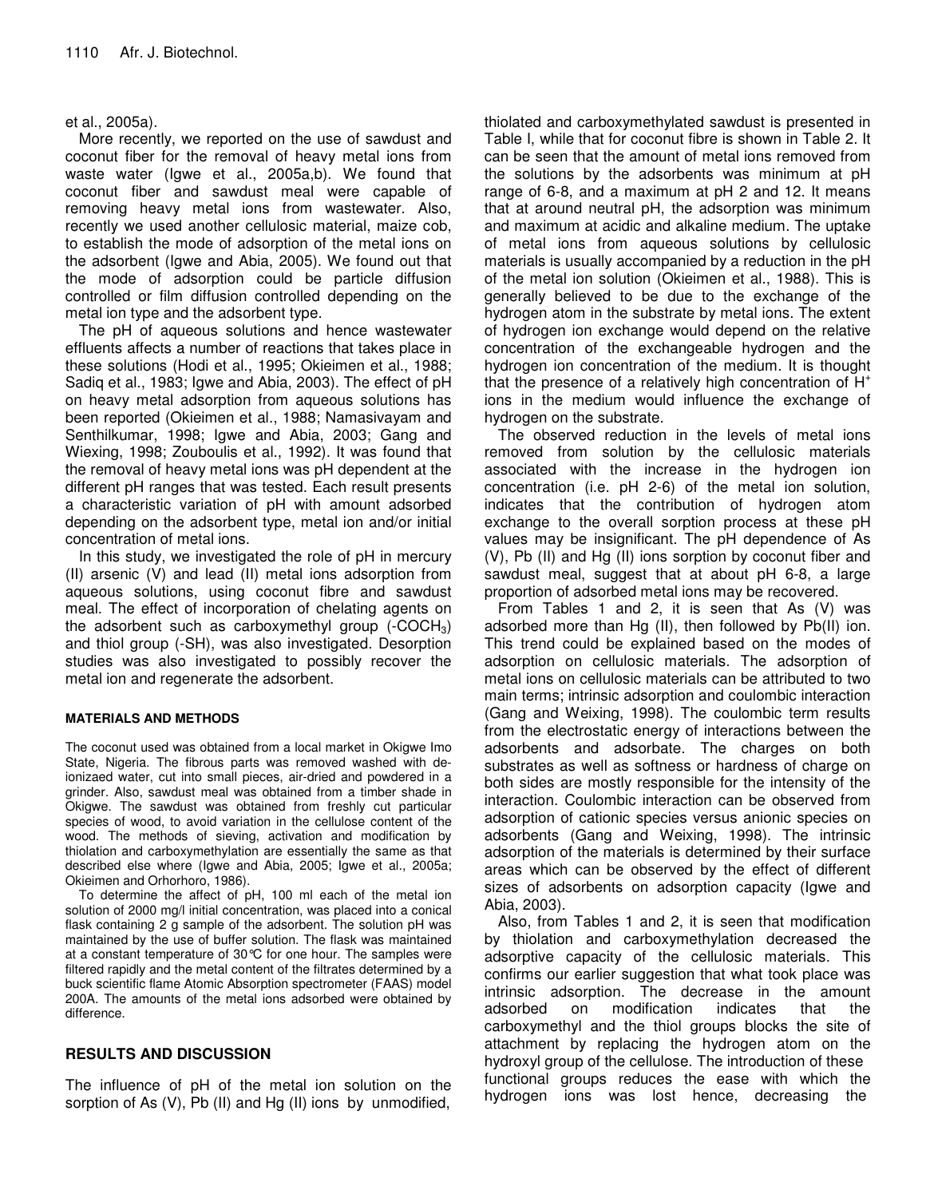et al., 2005a).

More recently, we reported on the use of sawdust and coconut fiber for the removal of heavy metal ions from waste water (Igwe et al., 2005a,b). We found that coconut fiber and sawdust meal were capable of removing heavy metal ions from wastewater. Also, recently we used another cellulosic material, maize cob, to establish the mode of adsorption of the metal ions on the adsorbent (Igwe and Abia, 2005). We found out that the mode of adsorption could be particle diffusion controlled or film diffusion controlled depending on the metal ion type and the adsorbent type.

The pH of aqueous solutions and hence wastewater effluents affects a number of reactions that takes place in these solutions (Hodi et al., 1995; Okieimen et al., 1988; Sadiq et al., 1983; Igwe and Abia, 2003). The effect of pH on heavy metal adsorption from aqueous solutions has been reported (Okieimen et al., 1988; Namasivayam and Senthilkumar, 1998; Igwe and Abia, 2003; Gang and Wiexing, 1998; Zouboulis et al., 1992). It was found that the removal of heavy metal ions was pH dependent at the different pH ranges that was tested. Each result presents a characteristic variation of pH with amount adsorbed depending on the adsorbent type, metal ion and/or initial concentration of metal ions.

In this study, we investigated the role of pH in mercury (II) arsenic (V) and lead (II) metal ions adsorption from aqueous solutions, using coconut fibre and sawdust meal. The effect of incorporation of chelating agents on the adsorbent such as carboxymethyl group ($-COCH_3$) and thiol group (-SH), was also investigated. Desorption studies was also investigated to possibly recover the metal ion and regenerate the adsorbent.

## MATERIALS AND METHODS

The coconut used was obtained from a local market in Okigwe Imo State, Nigeria. The fibrous parts was removed washed with de-ionizaed water, cut into small pieces, air-dried and powdered in a grinder. Also, sawdust meal was obtained from a timber shade in Okigwe. The sawdust was obtained from freshly cut particular species of wood, to avoid variation in the cellulose content of the wood. The methods of sieving, activation and modification by thiolation and carboxymethylation are essentially the same as that described else where (Igwe and Abia, 2005; Igwe et al., 2005a; Okieimen and Orhorhoro, 1986).

To determine the affect of pH, 100 ml each of the metal ion solution of 2000 mg/l initial concentration, was placed into a conical flask containing 2 g sample of the adsorbent. The solution pH was maintained by the use of buffer solution. The flask was maintained at a constant temperature of 30°C for one hour. The samples were filtered rapidly and the metal content of the filtrates determined by a buck scientific flame Atomic Absorption spectrometer (FAAS) model 200A. The amounts of the metal ions adsorbed were obtained by difference.

## RESULTS AND DISCUSSION

The influence of pH of the metal ion solution on the sorption of As (V), Pb (II) and Hg (II) ions by unmodified, thiolated and carboxymethylated sawdust is presented in Table I, while that for coconut fibre is shown in Table 2. It can be seen that the amount of metal ions removed from the solutions by the adsorbents was minimum at pH range of 6-8, and a maximum at pH 2 and 12. It means that at around neutral pH, the adsorption was minimum and maximum at acidic and alkaline medium. The uptake of metal ions from aqueous solutions by cellulosic materials is usually accompanied by a reduction in the pH of the metal ion solution (Okiemen et al., 1988). This is generally believed to be due to the exchange of the hydrogen atom in the substrate by metal ions. The extent of hydrogen ion exchange would depend on the relative concentration of the exchangeable hydrogen and the hydrogen ion concentration of the medium. It is thought that the presence of a relatively high concentration of $H^+$ ions in the medium would influence the exchange of hydrogen on the substrate.

The observed reduction in the levels of metal ions removed from solution by the cellulosic materials associated with the increase in the hydrogen ion concentration (i.e. pH 2-6) of the metal ion solution, indicates that the contribution of hydrogen atom exchange to the overall sorption process at these pH values may be insignificant. The pH dependence of As (V), Pb (II) and Hg (II) ions sorption by coconut fiber and sawdust meal, suggest that at about pH 6-8, a large proportion of adsorbed metal ions may be recovered.

From Tables 1 and 2, it is seen that As (V) was adsorbed more than Hg (II), then followed by Pb(II) ion. This trend could be explained based on the modes of adsorption on cellulosic materials. The adsorption of metal ions on cellulosic materials can be attributed to two main terms; intrinsic adsorption and coulombic interaction (Gang and Weixing, 1998). The coulombic term results from the electrostatic energy of interactions between the adsorbents and adsorbate. The charges on both substrates as well as softness or hardness of charge on both sides are mostly responsible for the intensity of the interaction. Coulombic interaction can be observed from adsorption of cationic species versus anionic species on adsorbents (Gang and Weixing, 1998). The intrinsic adsorption of the materials is determined by their surface areas which can be observed by the effect of different sizes of adsorbents on adsorption capacity (Igwe and Abia, 2003).

Also, from Tables 1 and 2, it is seen that modification by thiolation and carboxymethylation decreased the adsorptive capacity of the cellulosic materials. This confirms our earlier suggestion that what took place was intrinsic adsorption. The decrease in the amount adsorbed on modification indicates that the carboxymethyl and the thiol groups blocks the site of attachment by replacing the hydrogen atom on the hydroxyl group of the cellulose. The introduction of these functional groups reduces the ease with which the hydrogen ions was lost hence, decreasing the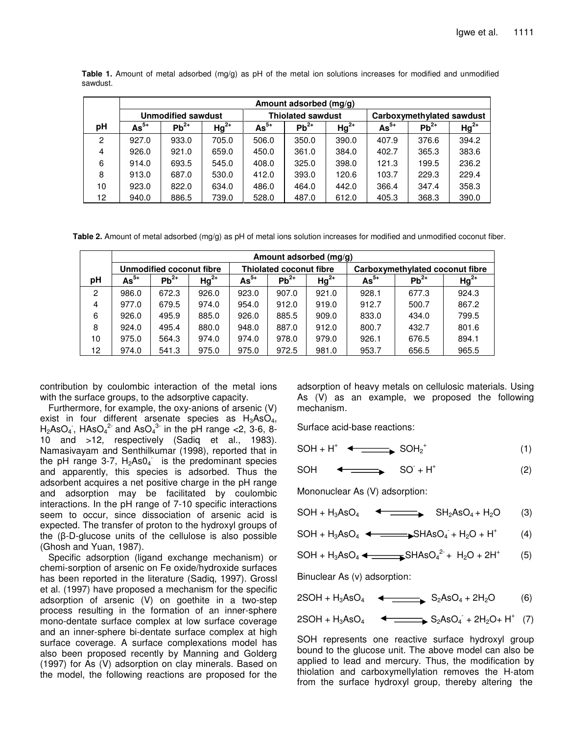**Table 1.** Amount of metal adsorbed (mg/g) as pH of the metal ion solutions increases for modified and unmodified sawdust.

| | Amount adsorbed (mg/g) | | | | | | | | |
|---|---|---|---|---|---|---|---|---|---|
| | Unmodified sawdust | | | Thiolated sawdust | | | Carboxymethylated sawdust | | |
| pH | $As^{5+}$ | $Pb^{2+}$ | $Hg^{2+}$ | $As^{5+}$ | $Pb^{2+}$ | $Hg^{2+}$ | $As^{5+}$ | $Pb^{2+}$ | $Hg^{2+}$ |
| 2 | 927.0 | 933.0 | 705.0 | 506.0 | 350.0 | 390.0 | 407.9 | 376.6 | 394.2 |
| 4 | 926.0 | 921.0 | 659.0 | 450.0 | 361.0 | 384.0 | 402.7 | 365.3 | 383.6 |
| 6 | 914.0 | 693.5 | 545.0 | 408.0 | 325.0 | 398.0 | 121.3 | 199.5 | 236.2 |
| 8 | 913.0 | 687.0 | 530.0 | 412.0 | 393.0 | 120.6 | 103.7 | 229.3 | 229.4 |
| 10 | 923.0 | 822.0 | 634.0 | 486.0 | 464.0 | 442.0 | 366.4 | 347.4 | 358.3 |
| 12 | 940.0 | 886.5 | 739.0 | 528.0 | 487.0 | 612.0 | 405.3 | 368.3 | 390.0 |

**Table 2.** Amount of metal adsorbed (mg/g) as pH of metal ions solution increases for modified and unmodified coconut fiber.

| | Amount adsorbed (mg/g) | | | | | | | | |
|---|---|---|---|---|---|---|---|---|---|
| | Unmodified coconut fibre | | | Thiolated coconut fibre | | | Carboxymethylated coconut fibre | | |
| pH | $As^{5+}$ | $Pb^{2+}$ | $Hg^{2+}$ | $As^{5+}$ | $Pb^{2+}$ | $Hg^{2+}$ | $As^{5+}$ | $Pb^{2+}$ | $Hg^{2+}$ |
| 2 | 986.0 | 672.3 | 926.0 | 923.0 | 907.0 | 921.0 | 928.1 | 677.3 | 924.3 |
| 4 | 977.0 | 679.5 | 974.0 | 954.0 | 912.0 | 919.0 | 912.7 | 500.7 | 867.2 |
| 6 | 926.0 | 495.9 | 885.0 | 926.0 | 885.5 | 909.0 | 833.0 | 434.0 | 799.5 |
| 8 | 924.0 | 495.4 | 880.0 | 948.0 | 887.0 | 912.0 | 800.7 | 432.7 | 801.6 |
| 10 | 975.0 | 564.3 | 974.0 | 974.0 | 978.0 | 979.0 | 926.1 | 676.5 | 894.1 |
| 12 | 974.0 | 541.3 | 975.0 | 975.0 | 972.5 | 981.0 | 953.7 | 656.5 | 965.5 |

contribution by coulombic interaction of the metal ions with the surface groups, to the adsorptive capacity.

Furthermore, for example, the oxy-anions of arsenic (V) exist in four different arsenate species as $H_3AsO_4$, $H_2AsO_4^-$, $HAsO_4^{2-}$ and $AsO_4^{3-}$ in the pH range <2, 3-6, 8-10 and >12, respectively (Sadiq et al., 1983). Namasivayam and Senthilkumar (1998), reported that in the pH range 3-7, $H_2As0_4^-$ is the predominant species and apparently, this species is adsorbed. Thus the adsorbent acquires a net positive charge in the pH range and adsorption may be facilitated by coulombic interactions. In the pH range of 7-10 specific interactions seem to occur, since dissociation of arsenic acid is expected. The transfer of proton to the hydroxyl groups of the (β-D-glucose units of the cellulose is also possible (Ghosh and Yuan, 1987).

Specific adsorption (ligand exchange mechanism) or chemi-sorption of arsenic on Fe oxide/hydroxide surfaces has been reported in the literature (Sadiq, 1997). Grossl et al. (1997) have proposed a mechanism for the specific adsorption of arsenic (V) on goethite in a two-step process resulting in the formation of an inner-sphere mono-dentate surface complex at low surface coverage and an inner-sphere bi-dentate surface complex at high surface coverage. A surface complexations model has also been proposed recently by Manning and Golderg (1997) for As (V) adsorption on clay minerals. Based on the model, the following reactions are proposed for the adsorption of heavy metals on cellulosic materials. Using As (V) as an example, we proposed the following mechanism.

Surface acid-base reactions:

$$SOH + H^+ \rightleftharpoons SOH_2^+ \quad (1)$$

$$SOH \rightleftharpoons SO^- + H^+ \quad (2)$$

Mononuclear As (V) adsorption:

$$SOH + H_3AsO_4 \rightleftharpoons SH_2AsO_4 + H_2O \quad (3)$$

$$SOH + H_3AsO_4 \rightleftharpoons SHAsO_4^- + H_2O + H^+ \quad (4)$$

$$SOH + H_3AsO_4 \rightleftharpoons SHAsO_4^{2-} + H_2O + 2H^+ \quad (5)$$

Binuclear As (v) adsorption:

$$2SOH + H_3AsO_4 \rightleftharpoons S_2AsO_4 + 2H_2O \quad (6)$$

$$2SOH + H_3AsO_4 \rightleftharpoons S_2AsO_4^- + 2H_2O + H^+ \quad (7)$$

SOH represents one reactive surface hydroxyl group bound to the glucose unit. The above model can also be applied to lead and mercury. Thus, the modification by thiolation and carboxymellylation removes the H-atom from the surface hydroxyl group, thereby altering the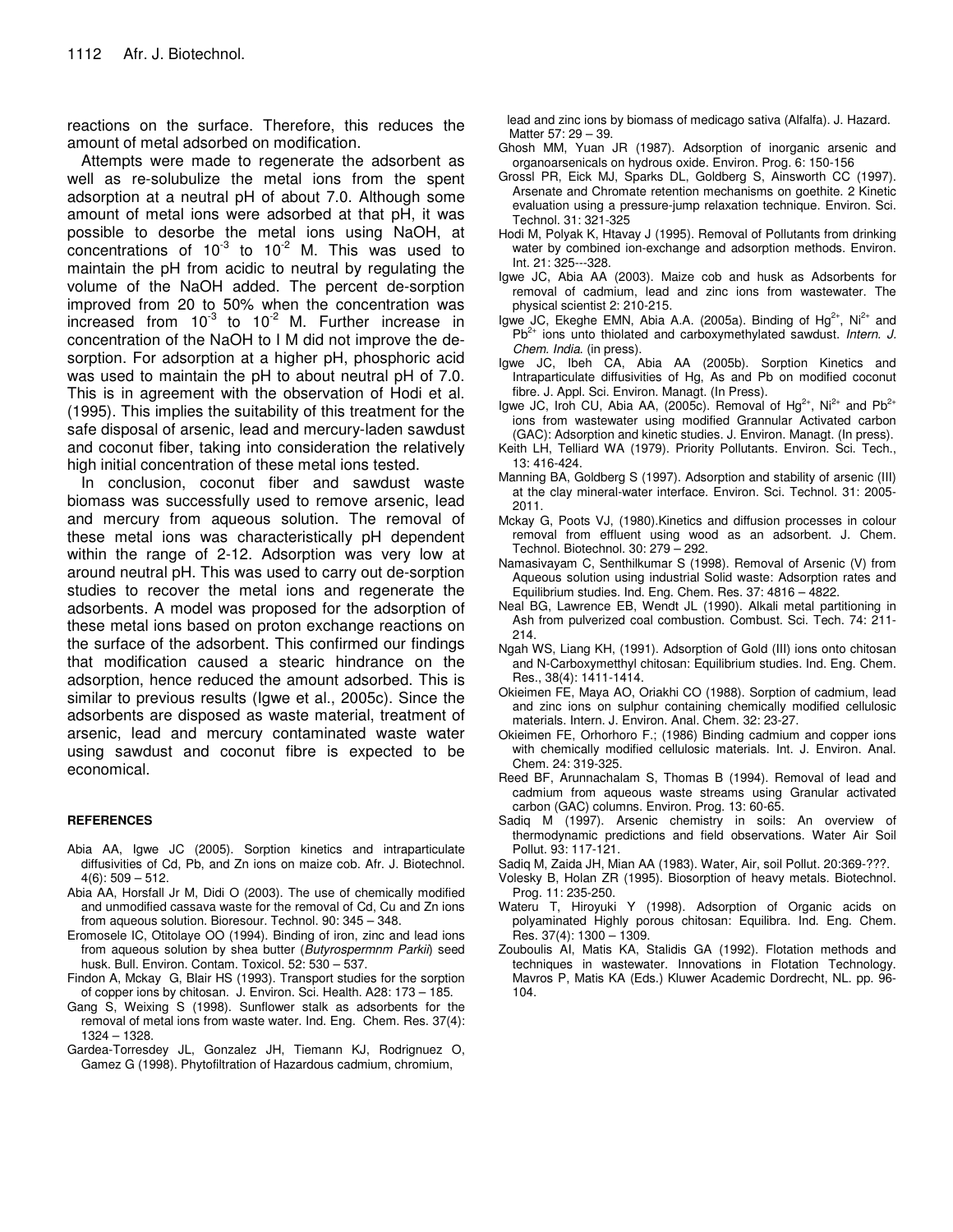reactions on the surface. Therefore, this reduces the amount of metal adsorbed on modification.

Attempts were made to regenerate the adsorbent as well as re-solubulize the metal ions from the spent adsorption at a neutral pH of about 7.0. Although some amount of metal ions were adsorbed at that pH, it was possible to desorbe the metal ions using NaOH, at concentrations of $10^{-3}$ to $10^{-2}$ M. This was used to maintain the pH from acidic to neutral by regulating the volume of the NaOH added. The percent de-sorption improved from 20 to 50% when the concentration was increased from $10^{-3}$ to $10^{-2}$ M. Further increase in concentration of the NaOH to I M did not improve the de-sorption. For adsorption at a higher pH, phosphoric acid was used to maintain the pH to about neutral pH of 7.0. This is in agreement with the observation of Hodi et al. (1995). This implies the suitability of this treatment for the safe disposal of arsenic, lead and mercury-laden sawdust and coconut fiber, taking into consideration the relatively high initial concentration of these metal ions tested.

In conclusion, coconut fiber and sawdust waste biomass was successfully used to remove arsenic, lead and mercury from aqueous solution. The removal of these metal ions was characteristically pH dependent within the range of 2-12. Adsorption was very low at around neutral pH. This was used to carry out de-sorption studies to recover the metal ions and regenerate the adsorbents. A model was proposed for the adsorption of these metal ions based on proton exchange reactions on the surface of the adsorbent. This confirmed our findings that modification caused a stearic hindrance on the adsorption, hence reduced the amount adsorbed. This is similar to previous results (Igwe et al., 2005c). Since the adsorbents are disposed as waste material, treatment of arsenic, lead and mercury contaminated waste water using sawdust and coconut fibre is expected to be economical.

## REFERENCES

Abia AA, Igwe JC (2005). Sorption kinetics and intraparticulate diffusivities of Cd, Pb, and Zn ions on maize cob. Afr. J. Biotechnol. 4(6): 509 – 512.

Abia AA, Horsfall Jr M, Didi O (2003). The use of chemically modified and unmodified cassava waste for the removal of Cd, Cu and Zn ions from aqueous solution. Bioresour. Technol. 90: 345 – 348.

Eromosele IC, Otitolaye OO (1994). Binding of iron, zinc and lead ions from aqueous solution by shea butter (*Butyrospermnm Parkii*) seed husk. Bull. Environ. Contam. Toxicol. 52: 530 – 537.

Findon A, Mckay G, Blair HS (1993). Transport studies for the sorption of copper ions by chitosan. J. Environ. Sci. Health. A28: 173 – 185.

Gang S, Weixing S (1998). Sunflower stalk as adsorbents for the removal of metal ions from waste water. Ind. Eng. Chem. Res. 37(4): 1324 – 1328.

Gardea-Torresdey JL, Gonzalez JH, Tiemann KJ, Rodrignuez O, Gamez G (1998). Phytofiltration of Hazardous cadmium, chromium, lead and zinc ions by biomass of medicago sativa (Alfalfa). J. Hazard. Matter 57: 29 – 39.

Ghosh MM, Yuan JR (1987). Adsorption of inorganic arsenic and organoarsenicals on hydrous oxide. Environ. Prog. 6: 150-156

Grossl PR, Eick MJ, Sparks DL, Goldberg S, Ainsworth CC (1997). Arsenate and Chromate retention mechanisms on goethite. 2 Kinetic evaluation using a pressure-jump relaxation technique. Environ. Sci. Technol. 31: 321-325

Hodi M, Polyak K, Htavay J (1995). Removal of Pollutants from drinking water by combined ion-exchange and adsorption methods. Environ. Int. 21: 325---328.

Igwe JC, Abia AA (2003). Maize cob and husk as Adsorbents for removal of cadmium, lead and zinc ions from wastewater. The physical scientist 2: 210-215.

Igwe JC, Ekeghe EMN, Abia A.A. (2005a). Binding of $Hg^{2+}$, $Ni^{2+}$ and $Pb^{2+}$ ions unto thiolated and carboxymethylated sawdust. *Intern. J. Chem. India*. (in press).

Igwe JC, Ibeh CA, Abia AA (2005b). Sorption Kinetics and Intraparticle diffusivities of Hg, As and Pb on modified coconut fibre. J. Appl. Sci. Environ. Managt. (In Press).

Igwe JC, Iroh CU, Abia AA, (2005c). Removal of $Hg^{2+}$, $Ni^{2+}$ and $Pb^{2+}$ ions from wastewater using modified Grannular Activated carbon (GAC): Adsorption and kinetic studies. J. Environ. Managt. (In press).

Keith LH, Telliard WA (1979). Priority Pollutants. Environ. Sci. Tech., 13: 416-424.

Manning BA, Goldberg S (1997). Adsorption and stability of arsenic (III) at the clay mineral-water interface. Environ. Sci. Technol. 31: 2005-2011.

Mckay G, Poots VJ, (1980).Kinetics and diffusion processes in colour removal from effluent using wood as an adsorbent. J. Chem. Technol. Biotechnol. 30: 279 – 292.

Namasivayam C, Senthilkumar S (1998). Removal of Arsenic (V) from Aqueous solution using industrial Solid waste: Adsorption rates and Equilibrium studies. Ind. Eng. Chem. Res. 37: 4816 – 4822.

Neal BG, Lawrence EB, Wendt JL (1990). Alkali metal partitioning in Ash from pulverized coal combustion. Combust. Sci. Tech. 74: 211-214.

Ngah WS, Liang KH, (1991). Adsorption of Gold (III) ions onto chitosan and N-Carboxymetthyl chitosan: Equilibrium studies. Ind. Eng. Chem. Res., 38(4): 1411-1414.

Okieimen FE, Maya AO, Oriakhi CO (1988). Sorption of cadmium, lead and zinc ions on sulphur containing chemically modified cellulosic materials. Intern. J. Environ. Anal. Chem. 32: 23-27.

Okieimen FE, Orhorhoro F.; (1986) Binding cadmium and copper ions with chemically modified cellulosic materials. Int. J. Environ. Anal. Chem. 24: 319-325.

Reed BF, Arunnachalam S, Thomas B (1994). Removal of lead and cadmium from aqueous waste streams using Granular activated carbon (GAC) columns. Environ. Prog. 13: 60-65.

Sadiq M (1997). Arsenic chemistry in soils: An overview of thermodynamic predictions and field observations. Water Air Soil Pollut. 93: 117-121.

Sadiq M, Zaida JH, Mian AA (1983). Water, Air, soil Pollut. 20:369-???.

Volesky B, Holan ZR (1995). Biosorption of heavy metals. Biotechnol. Prog. 11: 235-250.

Wateru T, Hiroyuki Y (1998). Adsorption of Organic acids on polyaminated Highly porous chitosan: Equilibra. Ind. Eng. Chem. Res. 37(4): 1300 – 1309.

Zouboulis AI, Matis KA, Stalidis GA (1992). Flotation methods and techniques in wastewater. Innovations in Flotation Technology. Mavros P, Matis KA (Eds.) Kluwer Academic Dordrecht, NL. pp. 96-104.